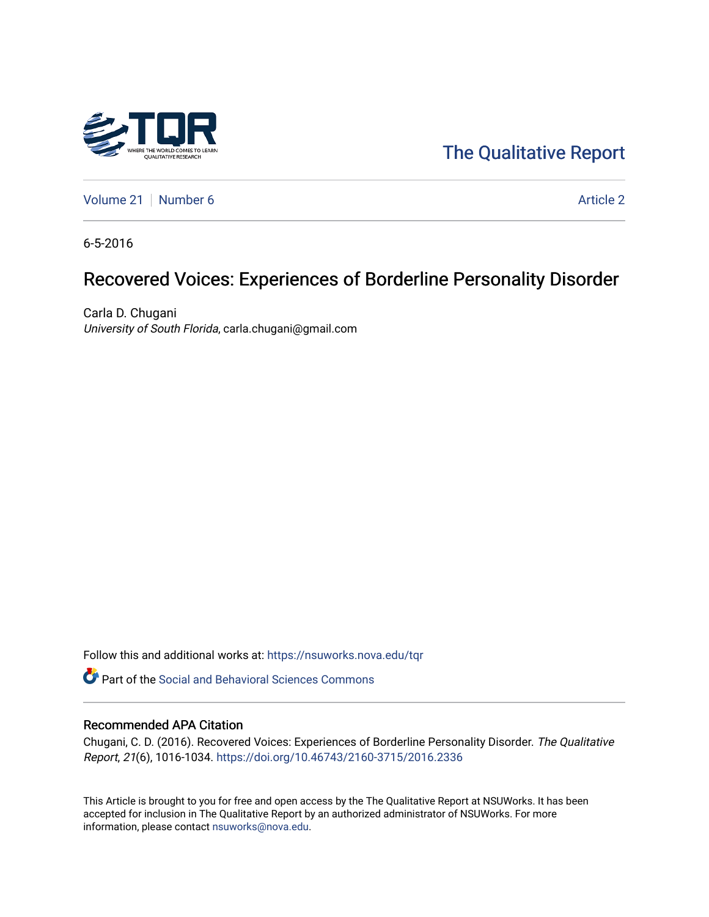The Qualitative Report

Volume 21 | Number 6 | Article 2

6-5-2016

# Recovered Voices: Experiences of Borderline Personality Disorder

Carla D. Chugani
*University of South Florida*, carla.chugani@gmail.com

Follow this and additional works at: https://nsuworks.nova.edu/tqr

Part of the Social and Behavioral Sciences Commons

## Recommended APA Citation

Chugani, C. D. (2016). Recovered Voices: Experiences of Borderline Personality Disorder. *The Qualitative Report*, *21*(6), 1016-1034. https://doi.org/10.46743/2160-3715/2016.2336

This Article is brought to you for free and open access by the The Qualitative Report at NSUWorks. It has been accepted for inclusion in The Qualitative Report by an authorized administrator of NSUWorks. For more information, please contact nsuworks@nova.edu.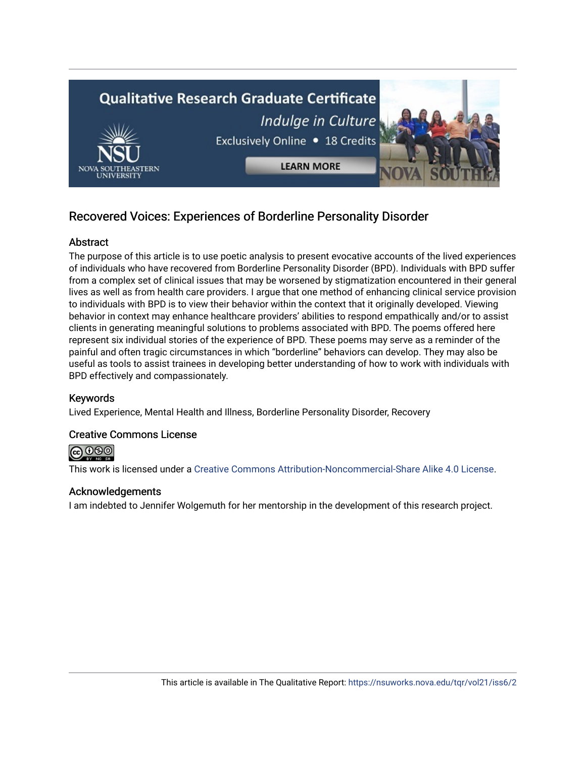# Recovered Voices: Experiences of Borderline Personality Disorder

## Abstract

The purpose of this article is to use poetic analysis to present evocative accounts of the lived experiences of individuals who have recovered from Borderline Personality Disorder (BPD). Individuals with BPD suffer from a complex set of clinical issues that may be worsened by stigmatization encountered in their general lives as well as from health care providers. I argue that one method of enhancing clinical service provision to individuals with BPD is to view their behavior within the context that it originally developed. Viewing behavior in context may enhance healthcare providers' abilities to respond empathically and/or to assist clients in generating meaningful solutions to problems associated with BPD. The poems offered here represent six individual stories of the experience of BPD. These poems may serve as a reminder of the painful and often tragic circumstances in which "borderline" behaviors can develop. They may also be useful as tools to assist trainees in developing better understanding of how to work with individuals with BPD effectively and compassionately.

## Keywords

Lived Experience, Mental Health and Illness, Borderline Personality Disorder, Recovery

## Creative Commons License

This work is licensed under a Creative Commons Attribution-Noncommercial-Share Alike 4.0 License.

## Acknowledgements

I am indebted to Jennifer Wolgemuth for her mentorship in the development of this research project.

This article is available in The Qualitative Report: https://nsuworks.nova.edu/tqr/vol21/iss6/2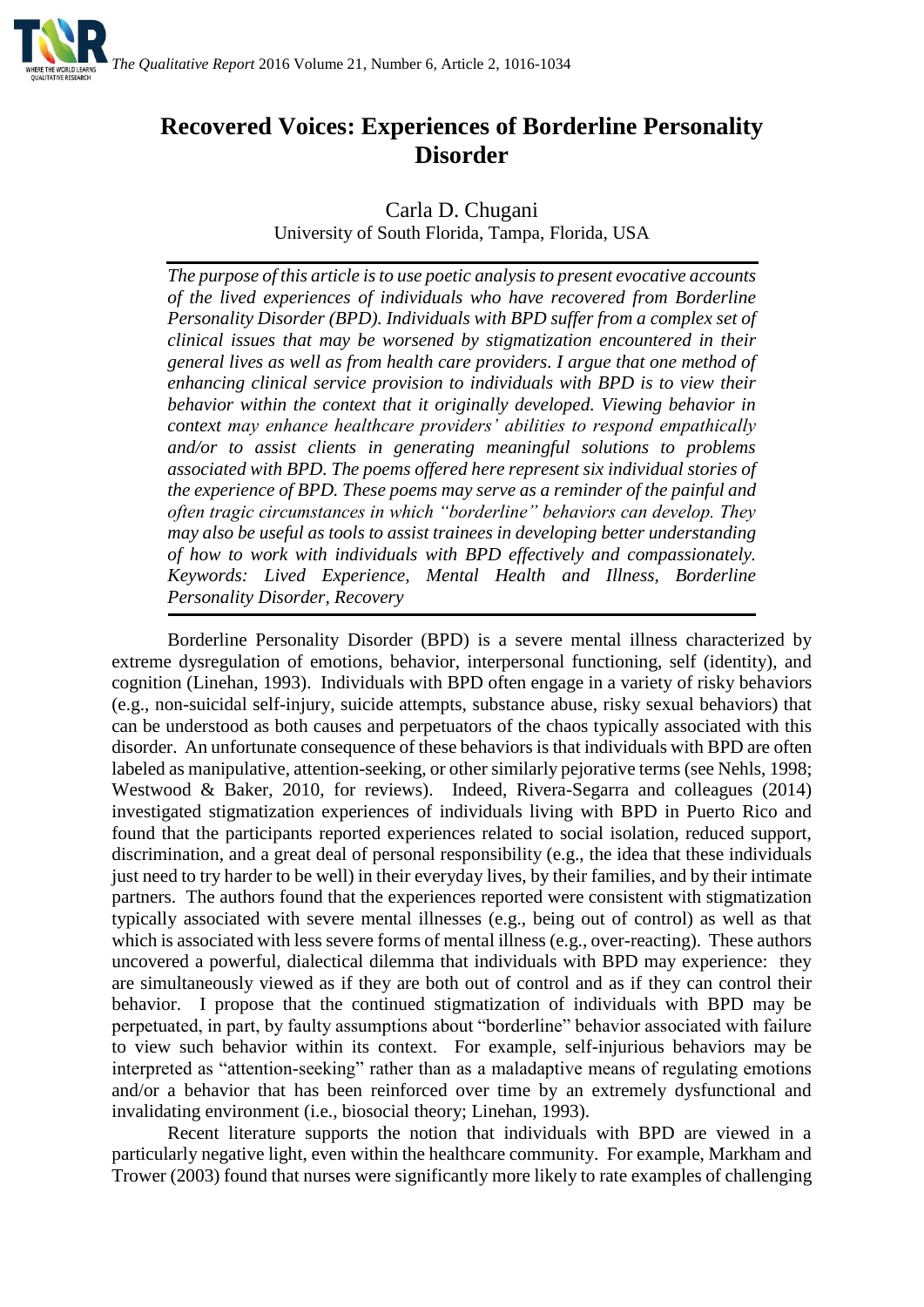# Recovered Voices: Experiences of Borderline Personality Disorder

Carla D. Chugani
University of South Florida, Tampa, Florida, USA

*The purpose of this article is to use poetic analysis to present evocative accounts of the lived experiences of individuals who have recovered from Borderline Personality Disorder (BPD). Individuals with BPD suffer from a complex set of clinical issues that may be worsened by stigmatization encountered in their general lives as well as from health care providers. I argue that one method of enhancing clinical service provision to individuals with BPD is to view their behavior within the context that it originally developed. Viewing behavior in context may enhance healthcare providers' abilities to respond empathically and/or to assist clients in generating meaningful solutions to problems associated with BPD. The poems offered here represent six individual stories of the experience of BPD. These poems may serve as a reminder of the painful and often tragic circumstances in which "borderline" behaviors can develop. They may also be useful as tools to assist trainees in developing better understanding of how to work with individuals with BPD effectively and compassionately. Keywords: Lived Experience, Mental Health and Illness, Borderline Personality Disorder, Recovery*

Borderline Personality Disorder (BPD) is a severe mental illness characterized by extreme dysregulation of emotions, behavior, interpersonal functioning, self (identity), and cognition (Linehan, 1993). Individuals with BPD often engage in a variety of risky behaviors (e.g., non-suicidal self-injury, suicide attempts, substance abuse, risky sexual behaviors) that can be understood as both causes and perpetuators of the chaos typically associated with this disorder. An unfortunate consequence of these behaviors is that individuals with BPD are often labeled as manipulative, attention-seeking, or other similarly pejorative terms (see Nehls, 1998; Westwood & Baker, 2010, for reviews). Indeed, Rivera-Segarra and colleagues (2014) investigated stigmatization experiences of individuals living with BPD in Puerto Rico and found that the participants reported experiences related to social isolation, reduced support, discrimination, and a great deal of personal responsibility (e.g., the idea that these individuals just need to try harder to be well) in their everyday lives, by their families, and by their intimate partners. The authors found that the experiences reported were consistent with stigmatization typically associated with severe mental illnesses (e.g., being out of control) as well as that which is associated with less severe forms of mental illness (e.g., over-reacting). These authors uncovered a powerful, dialectical dilemma that individuals with BPD may experience: they are simultaneously viewed as if they are both out of control and as if they can control their behavior. I propose that the continued stigmatization of individuals with BPD may be perpetuated, in part, by faulty assumptions about "borderline" behavior associated with failure to view such behavior within its context. For example, self-injurious behaviors may be interpreted as "attention-seeking" rather than as a maladaptive means of regulating emotions and/or a behavior that has been reinforced over time by an extremely dysfunctional and invalidating environment (i.e., biosocial theory; Linehan, 1993).

Recent literature supports the notion that individuals with BPD are viewed in a particularly negative light, even within the healthcare community. For example, Markham and Trower (2003) found that nurses were significantly more likely to rate examples of challenging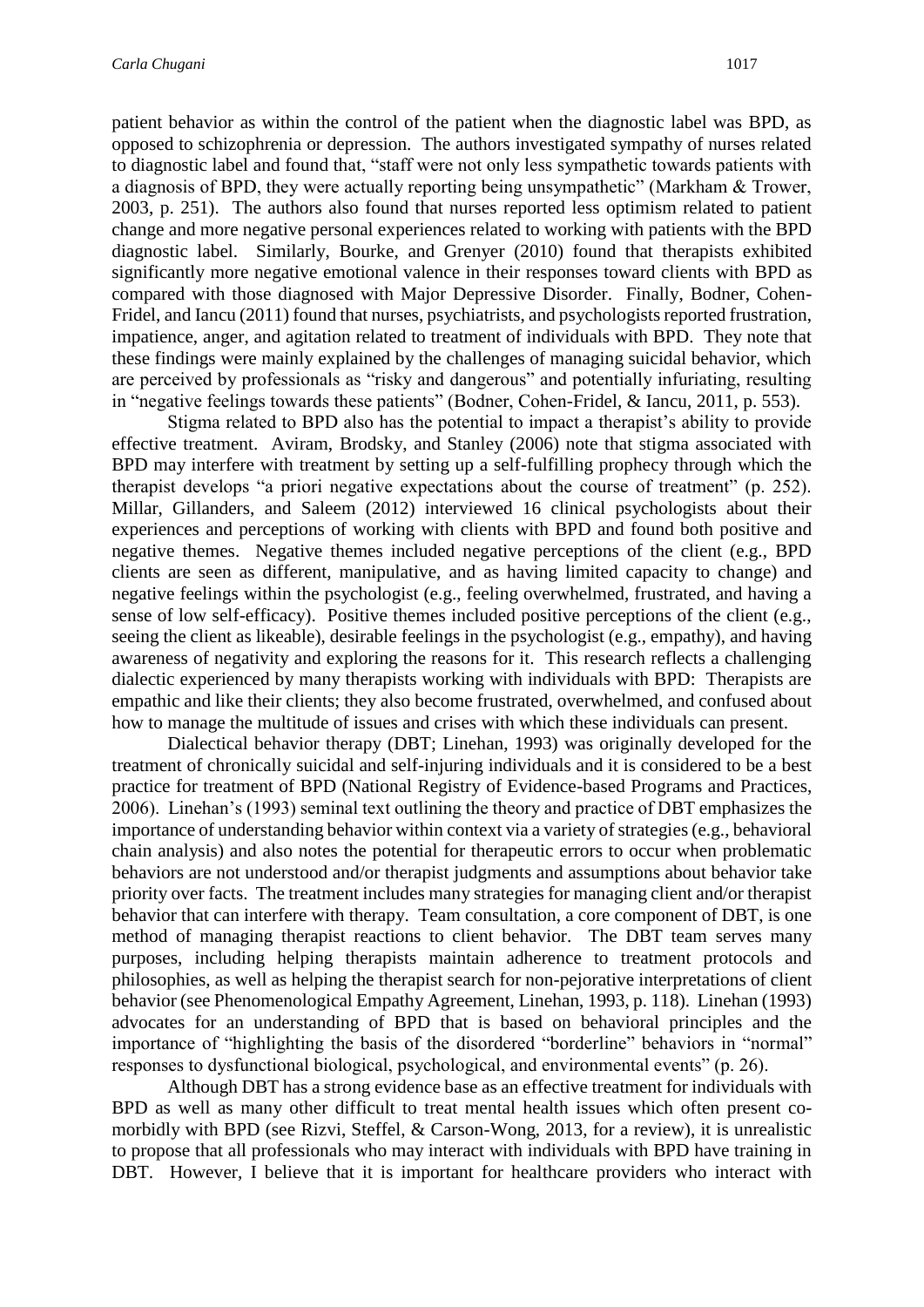patient behavior as within the control of the patient when the diagnostic label was BPD, as opposed to schizophrenia or depression. The authors investigated sympathy of nurses related to diagnostic label and found that, "staff were not only less sympathetic towards patients with a diagnosis of BPD, they were actually reporting being unsympathetic" (Markham & Trower, 2003, p. 251). The authors also found that nurses reported less optimism related to patient change and more negative personal experiences related to working with patients with the BPD diagnostic label. Similarly, Bourke, and Grenyer (2010) found that therapists exhibited significantly more negative emotional valence in their responses toward clients with BPD as compared with those diagnosed with Major Depressive Disorder. Finally, Bodner, Cohen-Fridel, and Iancu (2011) found that nurses, psychiatrists, and psychologists reported frustration, impatience, anger, and agitation related to treatment of individuals with BPD. They note that these findings were mainly explained by the challenges of managing suicidal behavior, which are perceived by professionals as "risky and dangerous" and potentially infuriating, resulting in "negative feelings towards these patients" (Bodner, Cohen-Fridel, & Iancu, 2011, p. 553).

Stigma related to BPD also has the potential to impact a therapist's ability to provide effective treatment. Aviram, Brodsky, and Stanley (2006) note that stigma associated with BPD may interfere with treatment by setting up a self-fulfilling prophecy through which the therapist develops "a priori negative expectations about the course of treatment" (p. 252). Millar, Gillanders, and Saleem (2012) interviewed 16 clinical psychologists about their experiences and perceptions of working with clients with BPD and found both positive and negative themes. Negative themes included negative perceptions of the client (e.g., BPD clients are seen as different, manipulative, and as having limited capacity to change) and negative feelings within the psychologist (e.g., feeling overwhelmed, frustrated, and having a sense of low self-efficacy). Positive themes included positive perceptions of the client (e.g., seeing the client as likeable), desirable feelings in the psychologist (e.g., empathy), and having awareness of negativity and exploring the reasons for it. This research reflects a challenging dialectic experienced by many therapists working with individuals with BPD: Therapists are empathic and like their clients; they also become frustrated, overwhelmed, and confused about how to manage the multitude of issues and crises with which these individuals can present.

Dialectical behavior therapy (DBT; Linehan, 1993) was originally developed for the treatment of chronically suicidal and self-injuring individuals and it is considered to be a best practice for treatment of BPD (National Registry of Evidence-based Programs and Practices, 2006). Linehan's (1993) seminal text outlining the theory and practice of DBT emphasizes the importance of understanding behavior within context via a variety of strategies (e.g., behavioral chain analysis) and also notes the potential for therapeutic errors to occur when problematic behaviors are not understood and/or therapist judgments and assumptions about behavior take priority over facts. The treatment includes many strategies for managing client and/or therapist behavior that can interfere with therapy. Team consultation, a core component of DBT, is one method of managing therapist reactions to client behavior. The DBT team serves many purposes, including helping therapists maintain adherence to treatment protocols and philosophies, as well as helping the therapist search for non-pejorative interpretations of client behavior (see Phenomenological Empathy Agreement, Linehan, 1993, p. 118). Linehan (1993) advocates for an understanding of BPD that is based on behavioral principles and the importance of "highlighting the basis of the disordered "borderline" behaviors in "normal" responses to dysfunctional biological, psychological, and environmental events" (p. 26).

Although DBT has a strong evidence base as an effective treatment for individuals with BPD as well as many other difficult to treat mental health issues which often present co-morbidly with BPD (see Rizvi, Steffel, & Carson-Wong, 2013, for a review), it is unrealistic to propose that all professionals who may interact with individuals with BPD have training in DBT. However, I believe that it is important for healthcare providers who interact with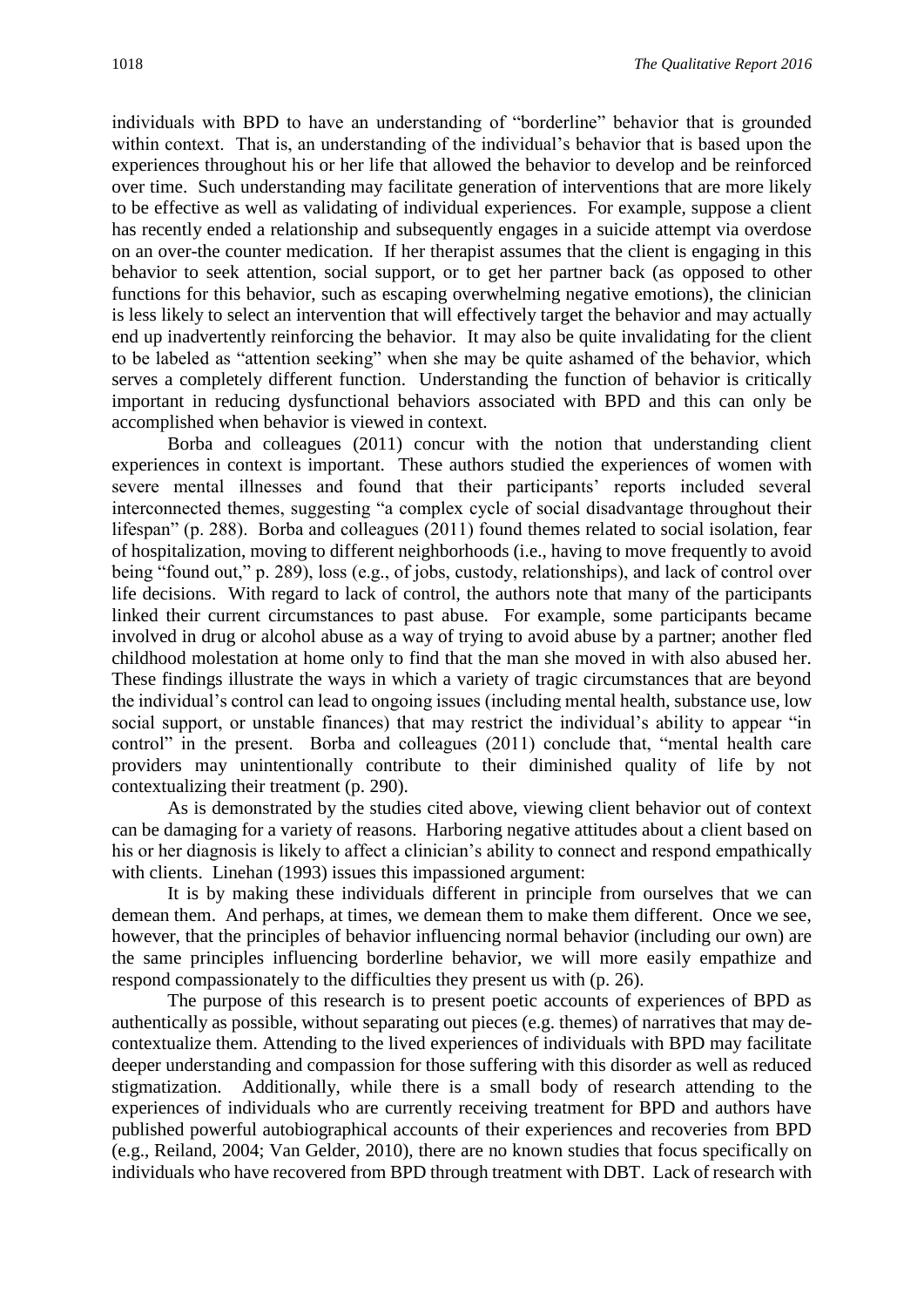individuals with BPD to have an understanding of "borderline" behavior that is grounded within context. That is, an understanding of the individual's behavior that is based upon the experiences throughout his or her life that allowed the behavior to develop and be reinforced over time. Such understanding may facilitate generation of interventions that are more likely to be effective as well as validating of individual experiences. For example, suppose a client has recently ended a relationship and subsequently engages in a suicide attempt via overdose on an over-the counter medication. If her therapist assumes that the client is engaging in this behavior to seek attention, social support, or to get her partner back (as opposed to other functions for this behavior, such as escaping overwhelming negative emotions), the clinician is less likely to select an intervention that will effectively target the behavior and may actually end up inadvertently reinforcing the behavior. It may also be quite invalidating for the client to be labeled as "attention seeking" when she may be quite ashamed of the behavior, which serves a completely different function. Understanding the function of behavior is critically important in reducing dysfunctional behaviors associated with BPD and this can only be accomplished when behavior is viewed in context.

Borba and colleagues (2011) concur with the notion that understanding client experiences in context is important. These authors studied the experiences of women with severe mental illnesses and found that their participants' reports included several interconnected themes, suggesting "a complex cycle of social disadvantage throughout their lifespan" (p. 288). Borba and colleagues (2011) found themes related to social isolation, fear of hospitalization, moving to different neighborhoods (i.e., having to move frequently to avoid being "found out," p. 289), loss (e.g., of jobs, custody, relationships), and lack of control over life decisions. With regard to lack of control, the authors note that many of the participants linked their current circumstances to past abuse. For example, some participants became involved in drug or alcohol abuse as a way of trying to avoid abuse by a partner; another fled childhood molestation at home only to find that the man she moved in with also abused her. These findings illustrate the ways in which a variety of tragic circumstances that are beyond the individual's control can lead to ongoing issues (including mental health, substance use, low social support, or unstable finances) that may restrict the individual's ability to appear "in control" in the present. Borba and colleagues (2011) conclude that, "mental health care providers may unintentionally contribute to their diminished quality of life by not contextualizing their treatment (p. 290).

As is demonstrated by the studies cited above, viewing client behavior out of context can be damaging for a variety of reasons. Harboring negative attitudes about a client based on his or her diagnosis is likely to affect a clinician's ability to connect and respond empathically with clients. Linehan (1993) issues this impassioned argument:

It is by making these individuals different in principle from ourselves that we can demean them. And perhaps, at times, we demean them to make them different. Once we see, however, that the principles of behavior influencing normal behavior (including our own) are the same principles influencing borderline behavior, we will more easily empathize and respond compassionately to the difficulties they present us with (p. 26).

The purpose of this research is to present poetic accounts of experiences of BPD as authentically as possible, without separating out pieces (e.g. themes) of narratives that may de-contextualize them. Attending to the lived experiences of individuals with BPD may facilitate deeper understanding and compassion for those suffering with this disorder as well as reduced stigmatization. Additionally, while there is a small body of research attending to the experiences of individuals who are currently receiving treatment for BPD and authors have published powerful autobiographical accounts of their experiences and recoveries from BPD (e.g., Reiland, 2004; Van Gelder, 2010), there are no known studies that focus specifically on individuals who have recovered from BPD through treatment with DBT. Lack of research with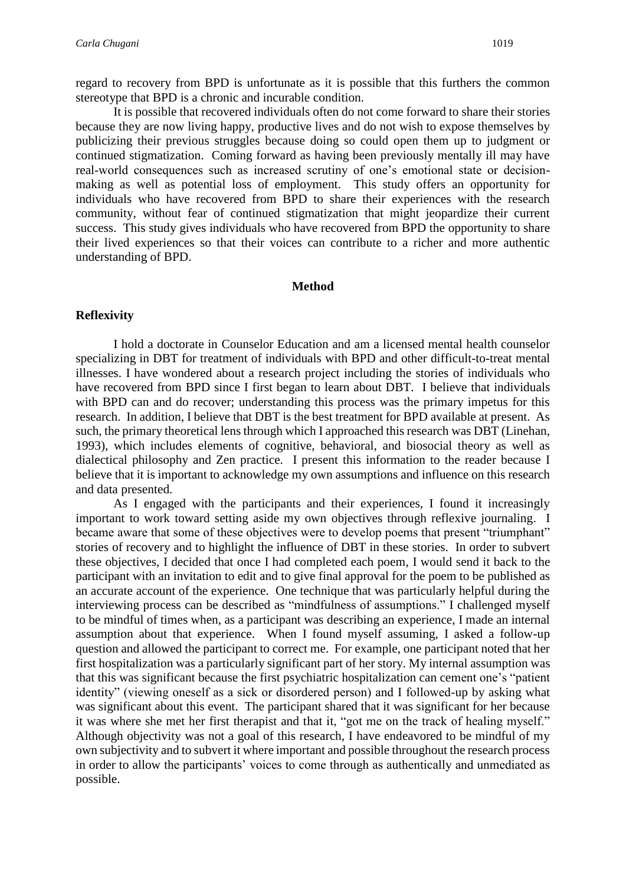regard to recovery from BPD is unfortunate as it is possible that this furthers the common stereotype that BPD is a chronic and incurable condition.

It is possible that recovered individuals often do not come forward to share their stories because they are now living happy, productive lives and do not wish to expose themselves by publicizing their previous struggles because doing so could open them up to judgment or continued stigmatization. Coming forward as having been previously mentally ill may have real-world consequences such as increased scrutiny of one's emotional state or decision-making as well as potential loss of employment. This study offers an opportunity for individuals who have recovered from BPD to share their experiences with the research community, without fear of continued stigmatization that might jeopardize their current success. This study gives individuals who have recovered from BPD the opportunity to share their lived experiences so that their voices can contribute to a richer and more authentic understanding of BPD.

## Method

### Reflexivity

I hold a doctorate in Counselor Education and am a licensed mental health counselor specializing in DBT for treatment of individuals with BPD and other difficult-to-treat mental illnesses. I have wondered about a research project including the stories of individuals who have recovered from BPD since I first began to learn about DBT. I believe that individuals with BPD can and do recover; understanding this process was the primary impetus for this research. In addition, I believe that DBT is the best treatment for BPD available at present. As such, the primary theoretical lens through which I approached this research was DBT (Linehan, 1993), which includes elements of cognitive, behavioral, and biosocial theory as well as dialectical philosophy and Zen practice. I present this information to the reader because I believe that it is important to acknowledge my own assumptions and influence on this research and data presented.

As I engaged with the participants and their experiences, I found it increasingly important to work toward setting aside my own objectives through reflexive journaling. I became aware that some of these objectives were to develop poems that present "triumphant" stories of recovery and to highlight the influence of DBT in these stories. In order to subvert these objectives, I decided that once I had completed each poem, I would send it back to the participant with an invitation to edit and to give final approval for the poem to be published as an accurate account of the experience. One technique that was particularly helpful during the interviewing process can be described as "mindfulness of assumptions." I challenged myself to be mindful of times when, as a participant was describing an experience, I made an internal assumption about that experience. When I found myself assuming, I asked a follow-up question and allowed the participant to correct me. For example, one participant noted that her first hospitalization was a particularly significant part of her story. My internal assumption was that this was significant because the first psychiatric hospitalization can cement one's "patient identity" (viewing oneself as a sick or disordered person) and I followed-up by asking what was significant about this event. The participant shared that it was significant for her because it was where she met her first therapist and that it, "got me on the track of healing myself." Although objectivity was not a goal of this research, I have endeavored to be mindful of my own subjectivity and to subvert it where important and possible throughout the research process in order to allow the participants' voices to come through as authentically and unmediated as possible.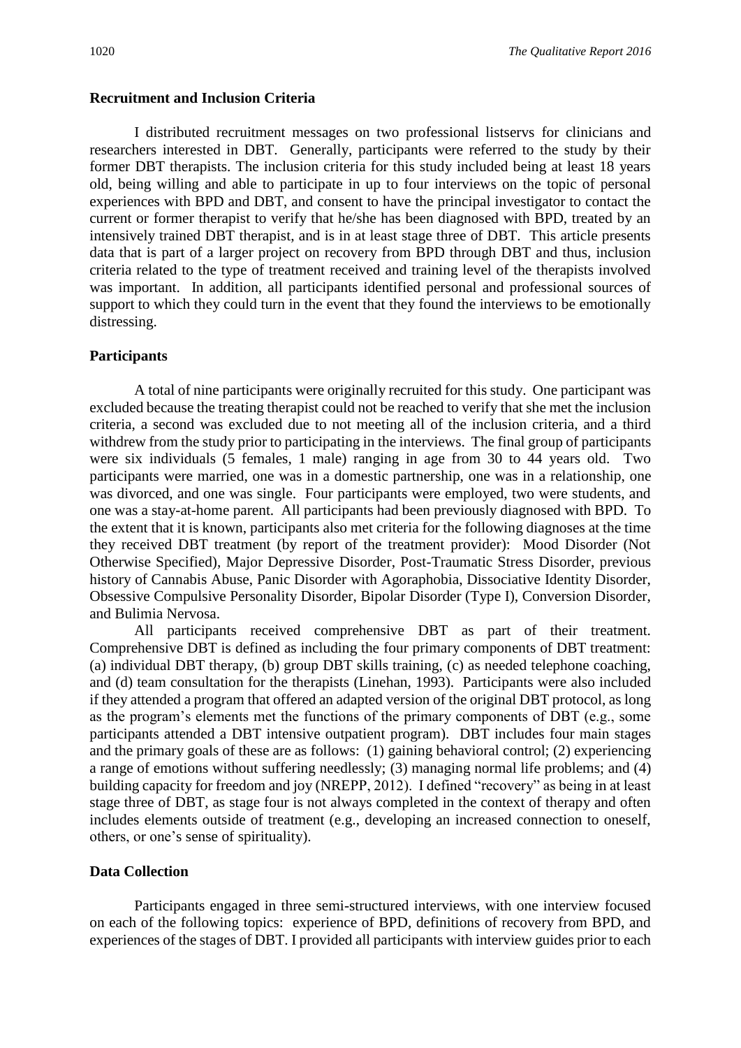### Recruitment and Inclusion Criteria

I distributed recruitment messages on two professional listservs for clinicians and researchers interested in DBT. Generally, participants were referred to the study by their former DBT therapists. The inclusion criteria for this study included being at least 18 years old, being willing and able to participate in up to four interviews on the topic of personal experiences with BPD and DBT, and consent to have the principal investigator to contact the current or former therapist to verify that he/she has been diagnosed with BPD, treated by an intensively trained DBT therapist, and is in at least stage three of DBT. This article presents data that is part of a larger project on recovery from BPD through DBT and thus, inclusion criteria related to the type of treatment received and training level of the therapists involved was important. In addition, all participants identified personal and professional sources of support to which they could turn in the event that they found the interviews to be emotionally distressing.

### Participants

A total of nine participants were originally recruited for this study. One participant was excluded because the treating therapist could not be reached to verify that she met the inclusion criteria, a second was excluded due to not meeting all of the inclusion criteria, and a third withdrew from the study prior to participating in the interviews. The final group of participants were six individuals (5 females, 1 male) ranging in age from 30 to 44 years old. Two participants were married, one was in a domestic partnership, one was in a relationship, one was divorced, and one was single. Four participants were employed, two were students, and one was a stay-at-home parent. All participants had been previously diagnosed with BPD. To the extent that it is known, participants also met criteria for the following diagnoses at the time they received DBT treatment (by report of the treatment provider): Mood Disorder (Not Otherwise Specified), Major Depressive Disorder, Post-Traumatic Stress Disorder, previous history of Cannabis Abuse, Panic Disorder with Agoraphobia, Dissociative Identity Disorder, Obsessive Compulsive Personality Disorder, Bipolar Disorder (Type I), Conversion Disorder, and Bulimia Nervosa.

All participants received comprehensive DBT as part of their treatment. Comprehensive DBT is defined as including the four primary components of DBT treatment: (a) individual DBT therapy, (b) group DBT skills training, (c) as needed telephone coaching, and (d) team consultation for the therapists (Linehan, 1993). Participants were also included if they attended a program that offered an adapted version of the original DBT protocol, as long as the program's elements met the functions of the primary components of DBT (e.g., some participants attended a DBT intensive outpatient program). DBT includes four main stages and the primary goals of these are as follows: (1) gaining behavioral control; (2) experiencing a range of emotions without suffering needlessly; (3) managing normal life problems; and (4) building capacity for freedom and joy (NREPP, 2012). I defined "recovery" as being in at least stage three of DBT, as stage four is not always completed in the context of therapy and often includes elements outside of treatment (e.g., developing an increased connection to oneself, others, or one's sense of spirituality).

### Data Collection

Participants engaged in three semi-structured interviews, with one interview focused on each of the following topics: experience of BPD, definitions of recovery from BPD, and experiences of the stages of DBT. I provided all participants with interview guides prior to each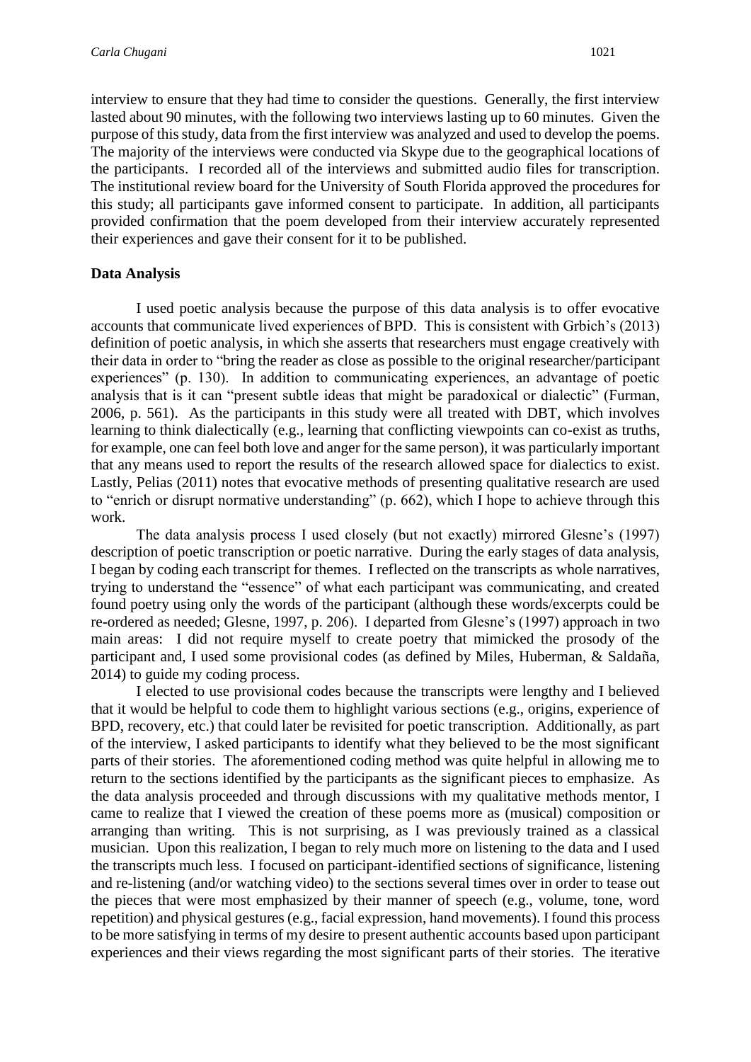interview to ensure that they had time to consider the questions. Generally, the first interview lasted about 90 minutes, with the following two interviews lasting up to 60 minutes. Given the purpose of this study, data from the first interview was analyzed and used to develop the poems. The majority of the interviews were conducted via Skype due to the geographical locations of the participants. I recorded all of the interviews and submitted audio files for transcription. The institutional review board for the University of South Florida approved the procedures for this study; all participants gave informed consent to participate. In addition, all participants provided confirmation that the poem developed from their interview accurately represented their experiences and gave their consent for it to be published.

### Data Analysis

I used poetic analysis because the purpose of this data analysis is to offer evocative accounts that communicate lived experiences of BPD. This is consistent with Grbich's (2013) definition of poetic analysis, in which she asserts that researchers must engage creatively with their data in order to "bring the reader as close as possible to the original researcher/participant experiences" (p. 130). In addition to communicating experiences, an advantage of poetic analysis that is it can "present subtle ideas that might be paradoxical or dialectic" (Furman, 2006, p. 561). As the participants in this study were all treated with DBT, which involves learning to think dialectically (e.g., learning that conflicting viewpoints can co-exist as truths, for example, one can feel both love and anger for the same person), it was particularly important that any means used to report the results of the research allowed space for dialectics to exist. Lastly, Pelias (2011) notes that evocative methods of presenting qualitative research are used to "enrich or disrupt normative understanding" (p. 662), which I hope to achieve through this work.

The data analysis process I used closely (but not exactly) mirrored Glesne's (1997) description of poetic transcription or poetic narrative. During the early stages of data analysis, I began by coding each transcript for themes. I reflected on the transcripts as whole narratives, trying to understand the "essence" of what each participant was communicating, and created found poetry using only the words of the participant (although these words/excerpts could be re-ordered as needed; Glesne, 1997, p. 206). I departed from Glesne's (1997) approach in two main areas: I did not require myself to create poetry that mimicked the prosody of the participant and, I used some provisional codes (as defined by Miles, Huberman, & Saldaña, 2014) to guide my coding process.

I elected to use provisional codes because the transcripts were lengthy and I believed that it would be helpful to code them to highlight various sections (e.g., origins, experience of BPD, recovery, etc.) that could later be revisited for poetic transcription. Additionally, as part of the interview, I asked participants to identify what they believed to be the most significant parts of their stories. The aforementioned coding method was quite helpful in allowing me to return to the sections identified by the participants as the significant pieces to emphasize. As the data analysis proceeded and through discussions with my qualitative methods mentor, I came to realize that I viewed the creation of these poems more as (musical) composition or arranging than writing. This is not surprising, as I was previously trained as a classical musician. Upon this realization, I began to rely much more on listening to the data and I used the transcripts much less. I focused on participant-identified sections of significance, listening and re-listening (and/or watching video) to the sections several times over in order to tease out the pieces that were most emphasized by their manner of speech (e.g., volume, tone, word repetition) and physical gestures (e.g., facial expression, hand movements). I found this process to be more satisfying in terms of my desire to present authentic accounts based upon participant experiences and their views regarding the most significant parts of their stories. The iterative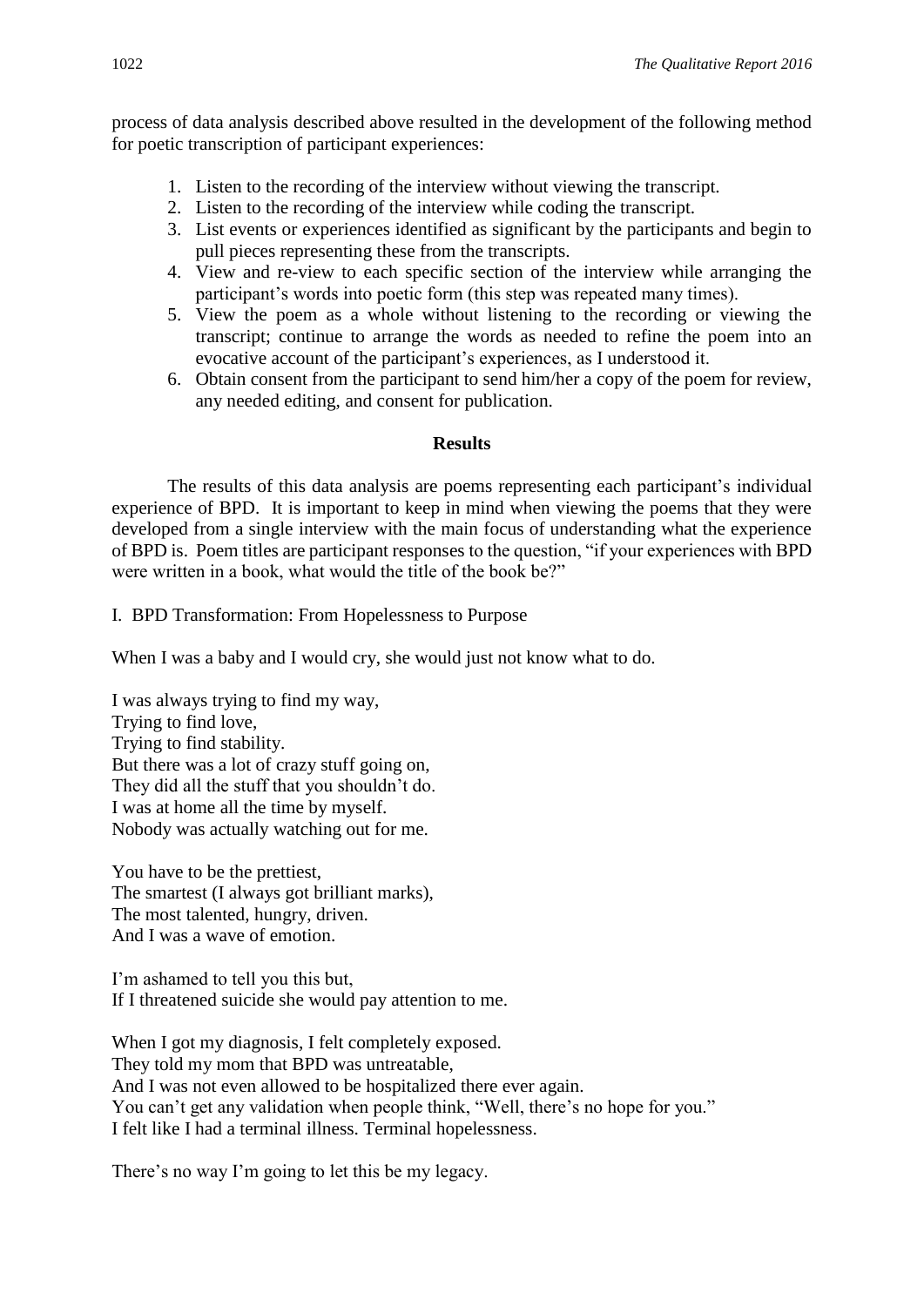process of data analysis described above resulted in the development of the following method for poetic transcription of participant experiences:

1. Listen to the recording of the interview without viewing the transcript.
2. Listen to the recording of the interview while coding the transcript.
3. List events or experiences identified as significant by the participants and begin to pull pieces representing these from the transcripts.
4. View and re-view to each specific section of the interview while arranging the participant's words into poetic form (this step was repeated many times).
5. View the poem as a whole without listening to the recording or viewing the transcript; continue to arrange the words as needed to refine the poem into an evocative account of the participant's experiences, as I understood it.
6. Obtain consent from the participant to send him/her a copy of the poem for review, any needed editing, and consent for publication.

## Results

The results of this data analysis are poems representing each participant's individual experience of BPD. It is important to keep in mind when viewing the poems that they were developed from a single interview with the main focus of understanding what the experience of BPD is. Poem titles are participant responses to the question, "if your experiences with BPD were written in a book, what would the title of the book be?"

I. BPD Transformation: From Hopelessness to Purpose

When I was a baby and I would cry, she would just not know what to do.

I was always trying to find my way,  
Trying to find love,  
Trying to find stability.  
But there was a lot of crazy stuff going on,  
They did all the stuff that you shouldn't do.  
I was at home all the time by myself.  
Nobody was actually watching out for me.

You have to be the prettiest,  
The smartest (I always got brilliant marks),  
The most talented, hungry, driven.  
And I was a wave of emotion.

I'm ashamed to tell you this but,  
If I threatened suicide she would pay attention to me.

When I got my diagnosis, I felt completely exposed.  
They told my mom that BPD was untreatable,  
And I was not even allowed to be hospitalized there ever again.  
You can't get any validation when people think, "Well, there's no hope for you."  
I felt like I had a terminal illness. Terminal hopelessness.

There's no way I'm going to let this be my legacy.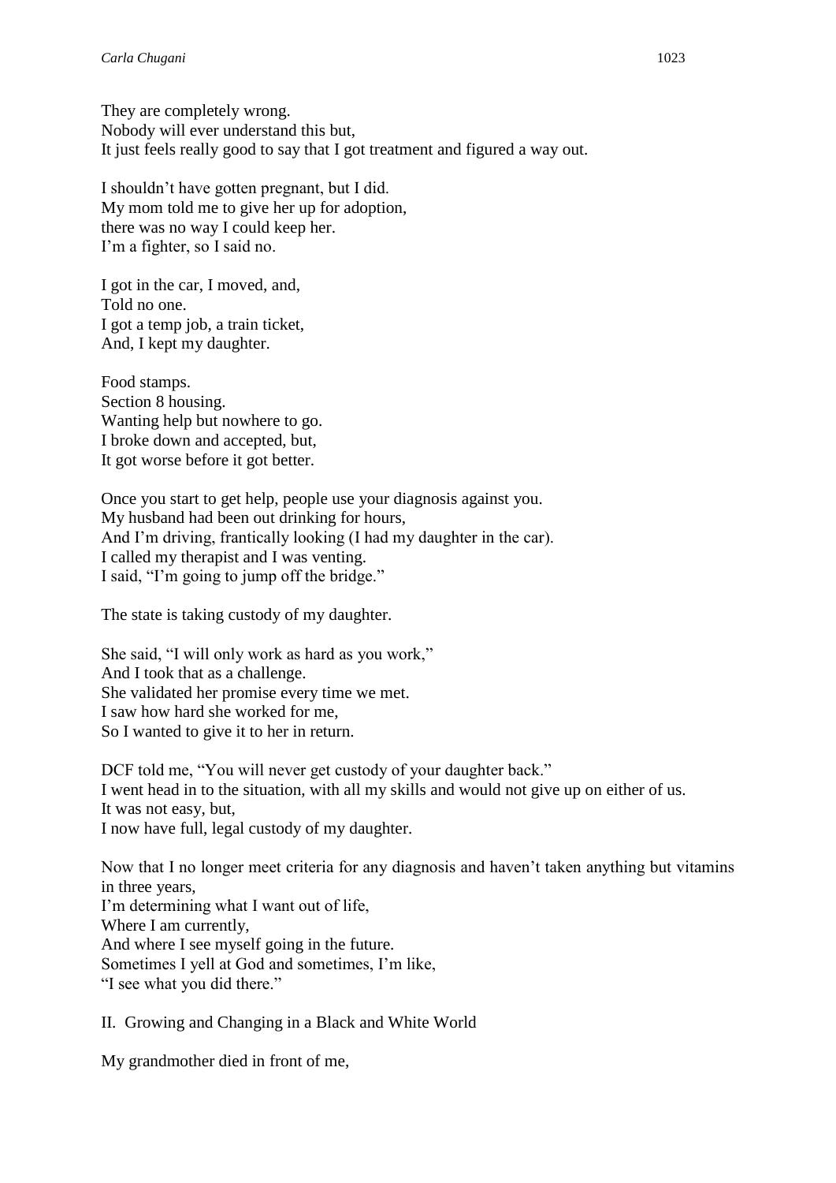They are completely wrong.
Nobody will ever understand this but,
It just feels really good to say that I got treatment and figured a way out.

I shouldn't have gotten pregnant, but I did.
My mom told me to give her up for adoption,
there was no way I could keep her.
I'm a fighter, so I said no.

I got in the car, I moved, and,
Told no one.
I got a temp job, a train ticket,
And, I kept my daughter.

Food stamps.
Section 8 housing.
Wanting help but nowhere to go.
I broke down and accepted, but,
It got worse before it got better.

Once you start to get help, people use your diagnosis against you.
My husband had been out drinking for hours,
And I'm driving, frantically looking (I had my daughter in the car).
I called my therapist and I was venting.
I said, "I'm going to jump off the bridge."

The state is taking custody of my daughter.

She said, "I will only work as hard as you work,"
And I took that as a challenge.
She validated her promise every time we met.
I saw how hard she worked for me,
So I wanted to give it to her in return.

DCF told me, "You will never get custody of your daughter back."
I went head in to the situation, with all my skills and would not give up on either of us.
It was not easy, but,
I now have full, legal custody of my daughter.

Now that I no longer meet criteria for any diagnosis and haven't taken anything but vitamins in three years,
I'm determining what I want out of life,
Where I am currently,
And where I see myself going in the future.
Sometimes I yell at God and sometimes, I'm like,
"I see what you did there."

II. Growing and Changing in a Black and White World

My grandmother died in front of me,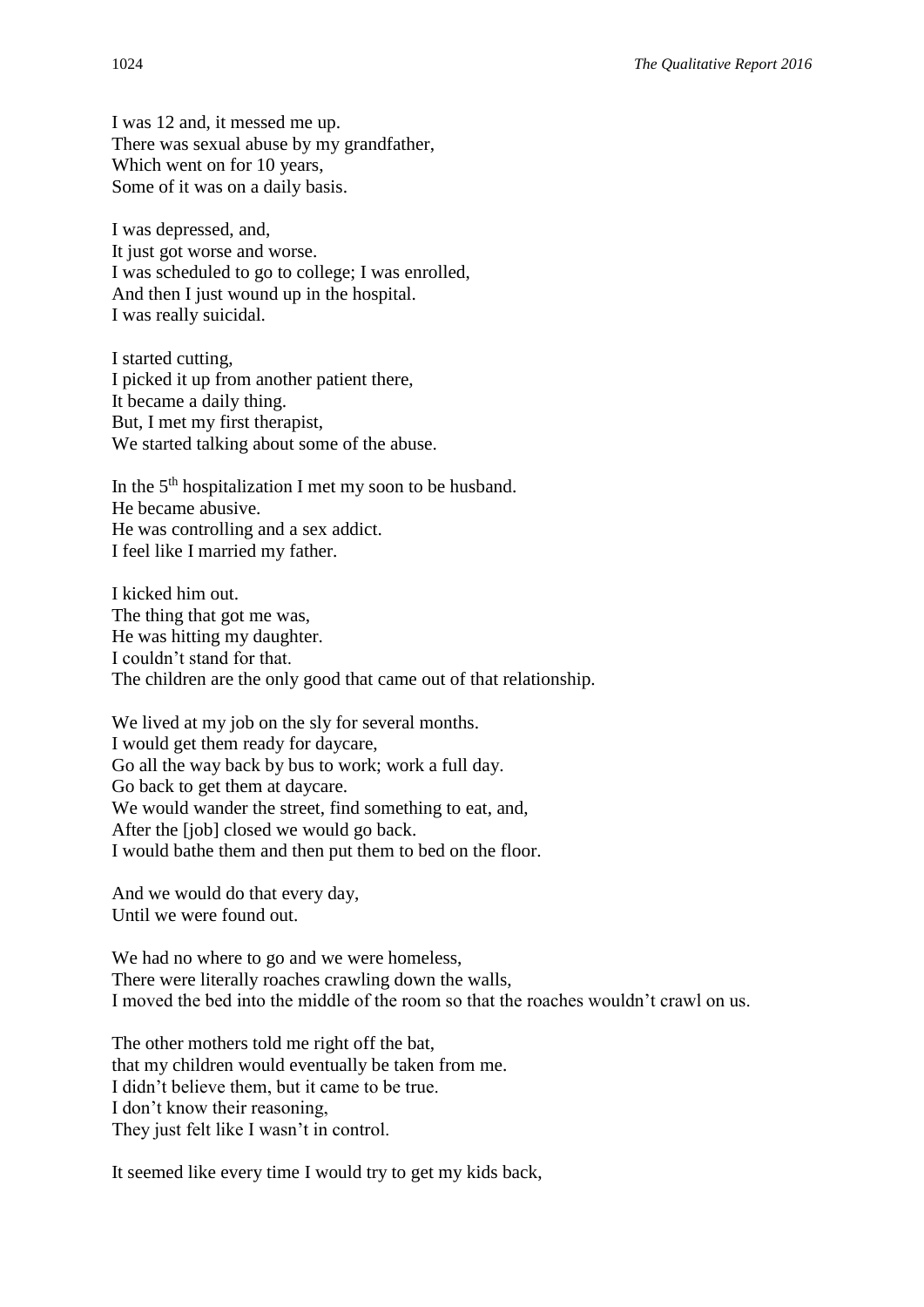I was 12 and, it messed me up.  
There was sexual abuse by my grandfather,  
Which went on for 10 years,  
Some of it was on a daily basis.

I was depressed, and,  
It just got worse and worse.  
I was scheduled to go to college; I was enrolled,  
And then I just wound up in the hospital.  
I was really suicidal.

I started cutting,  
I picked it up from another patient there,  
It became a daily thing.  
But, I met my first therapist,  
We started talking about some of the abuse.

In the 5th hospitalization I met my soon to be husband.  
He became abusive.  
He was controlling and a sex addict.  
I feel like I married my father.

I kicked him out.  
The thing that got me was,  
He was hitting my daughter.  
I couldn't stand for that.  
The children are the only good that came out of that relationship.

We lived at my job on the sly for several months.  
I would get them ready for daycare,  
Go all the way back by bus to work; work a full day.  
Go back to get them at daycare.  
We would wander the street, find something to eat, and,  
After the [job] closed we would go back.  
I would bathe them and then put them to bed on the floor.

And we would do that every day,  
Until we were found out.

We had no where to go and we were homeless,  
There were literally roaches crawling down the walls,  
I moved the bed into the middle of the room so that the roaches wouldn't crawl on us.

The other mothers told me right off the bat,  
that my children would eventually be taken from me.  
I didn't believe them, but it came to be true.  
I don't know their reasoning,  
They just felt like I wasn't in control.

It seemed like every time I would try to get my kids back,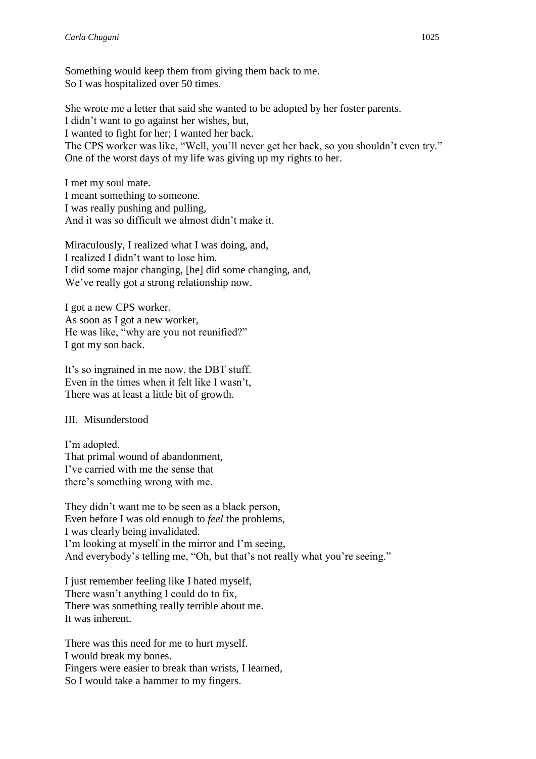Something would keep them from giving them back to me.
So I was hospitalized over 50 times.

She wrote me a letter that said she wanted to be adopted by her foster parents.
I didn't want to go against her wishes, but,
I wanted to fight for her; I wanted her back.
The CPS worker was like, "Well, you'll never get her back, so you shouldn't even try."
One of the worst days of my life was giving up my rights to her.

I met my soul mate.
I meant something to someone.
I was really pushing and pulling,
And it was so difficult we almost didn't make it.

Miraculously, I realized what I was doing, and,
I realized I didn't want to lose him.
I did some major changing, [he] did some changing, and,
We've really got a strong relationship now.

I got a new CPS worker.
As soon as I got a new worker,
He was like, "why are you not reunified?"
I got my son back.

It's so ingrained in me now, the DBT stuff.
Even in the times when it felt like I wasn't,
There was at least a little bit of growth.

III. Misunderstood

I'm adopted.
That primal wound of abandonment,
I've carried with me the sense that
there's something wrong with me.

They didn't want me to be seen as a black person,
Even before I was old enough to *feel* the problems,
I was clearly being invalidated.
I'm looking at myself in the mirror and I'm seeing,
And everybody's telling me, "Oh, but that's not really what you're seeing."

I just remember feeling like I hated myself,
There wasn't anything I could do to fix,
There was something really terrible about me.
It was inherent.

There was this need for me to hurt myself.
I would break my bones.
Fingers were easier to break than wrists, I learned,
So I would take a hammer to my fingers.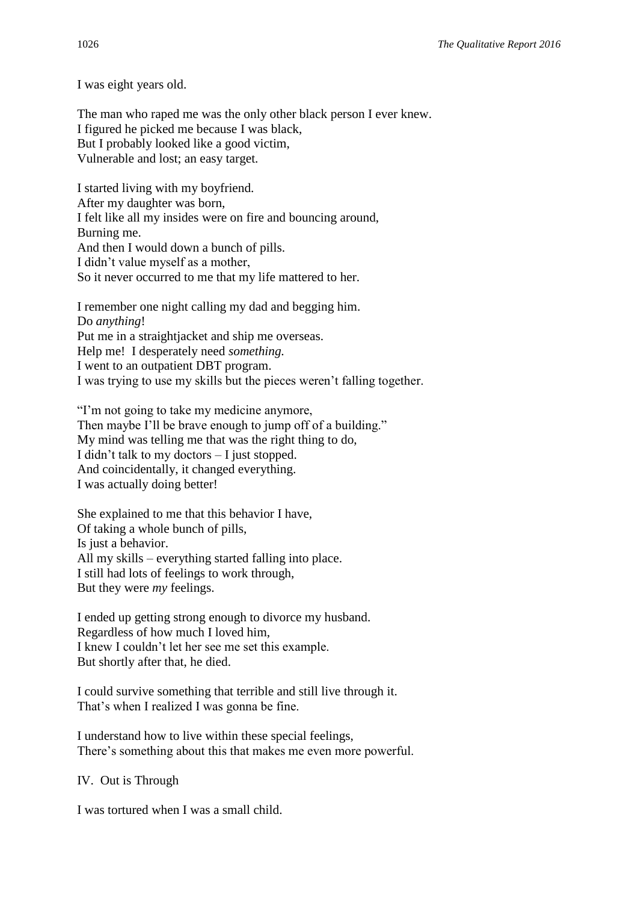I was eight years old.

The man who raped me was the only other black person I ever knew.
I figured he picked me because I was black,
But I probably looked like a good victim,
Vulnerable and lost; an easy target.

I started living with my boyfriend.
After my daughter was born,
I felt like all my insides were on fire and bouncing around,
Burning me.
And then I would down a bunch of pills.
I didn't value myself as a mother,
So it never occurred to me that my life mattered to her.

I remember one night calling my dad and begging him.
Do *anything*!
Put me in a straightjacket and ship me overseas.
Help me! I desperately need *something.*
I went to an outpatient DBT program.
I was trying to use my skills but the pieces weren't falling together.

"I'm not going to take my medicine anymore,
Then maybe I'll be brave enough to jump off of a building."
My mind was telling me that was the right thing to do,
I didn't talk to my doctors – I just stopped.
And coincidentally, it changed everything.
I was actually doing better!

She explained to me that this behavior I have,
Of taking a whole bunch of pills,
Is just a behavior.
All my skills – everything started falling into place.
I still had lots of feelings to work through,
But they were *my* feelings.

I ended up getting strong enough to divorce my husband.
Regardless of how much I loved him,
I knew I couldn't let her see me set this example.
But shortly after that, he died.

I could survive something that terrible and still live through it.
That's when I realized I was gonna be fine.

I understand how to live within these special feelings,
There's something about this that makes me even more powerful.

IV. Out is Through

I was tortured when I was a small child.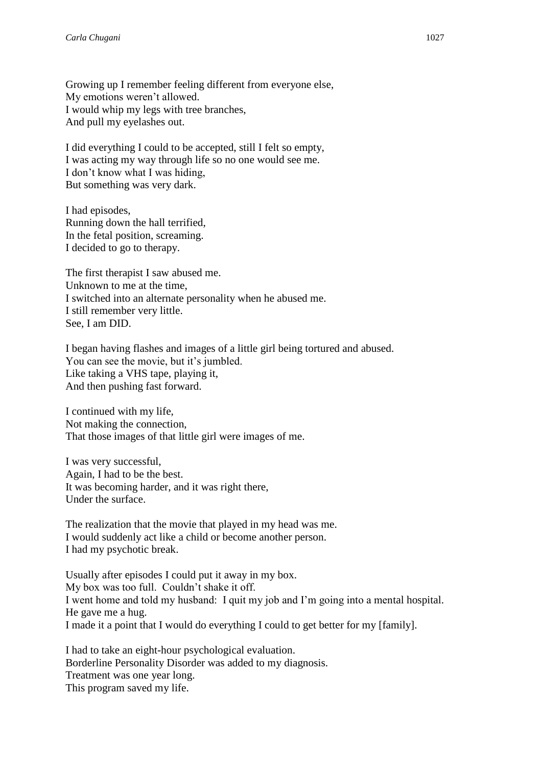Growing up I remember feeling different from everyone else,
My emotions weren't allowed.
I would whip my legs with tree branches,
And pull my eyelashes out.

I did everything I could to be accepted, still I felt so empty,
I was acting my way through life so no one would see me.
I don't know what I was hiding,
But something was very dark.

I had episodes,
Running down the hall terrified,
In the fetal position, screaming.
I decided to go to therapy.

The first therapist I saw abused me.
Unknown to me at the time,
I switched into an alternate personality when he abused me.
I still remember very little.
See, I am DID.

I began having flashes and images of a little girl being tortured and abused.
You can see the movie, but it's jumbled.
Like taking a VHS tape, playing it,
And then pushing fast forward.

I continued with my life,
Not making the connection,
That those images of that little girl were images of me.

I was very successful,
Again, I had to be the best.
It was becoming harder, and it was right there,
Under the surface.

The realization that the movie that played in my head was me.
I would suddenly act like a child or become another person.
I had my psychotic break.

Usually after episodes I could put it away in my box.
My box was too full. Couldn't shake it off.
I went home and told my husband: I quit my job and I'm going into a mental hospital.
He gave me a hug.
I made it a point that I would do everything I could to get better for my [family].

I had to take an eight-hour psychological evaluation.
Borderline Personality Disorder was added to my diagnosis.
Treatment was one year long.
This program saved my life.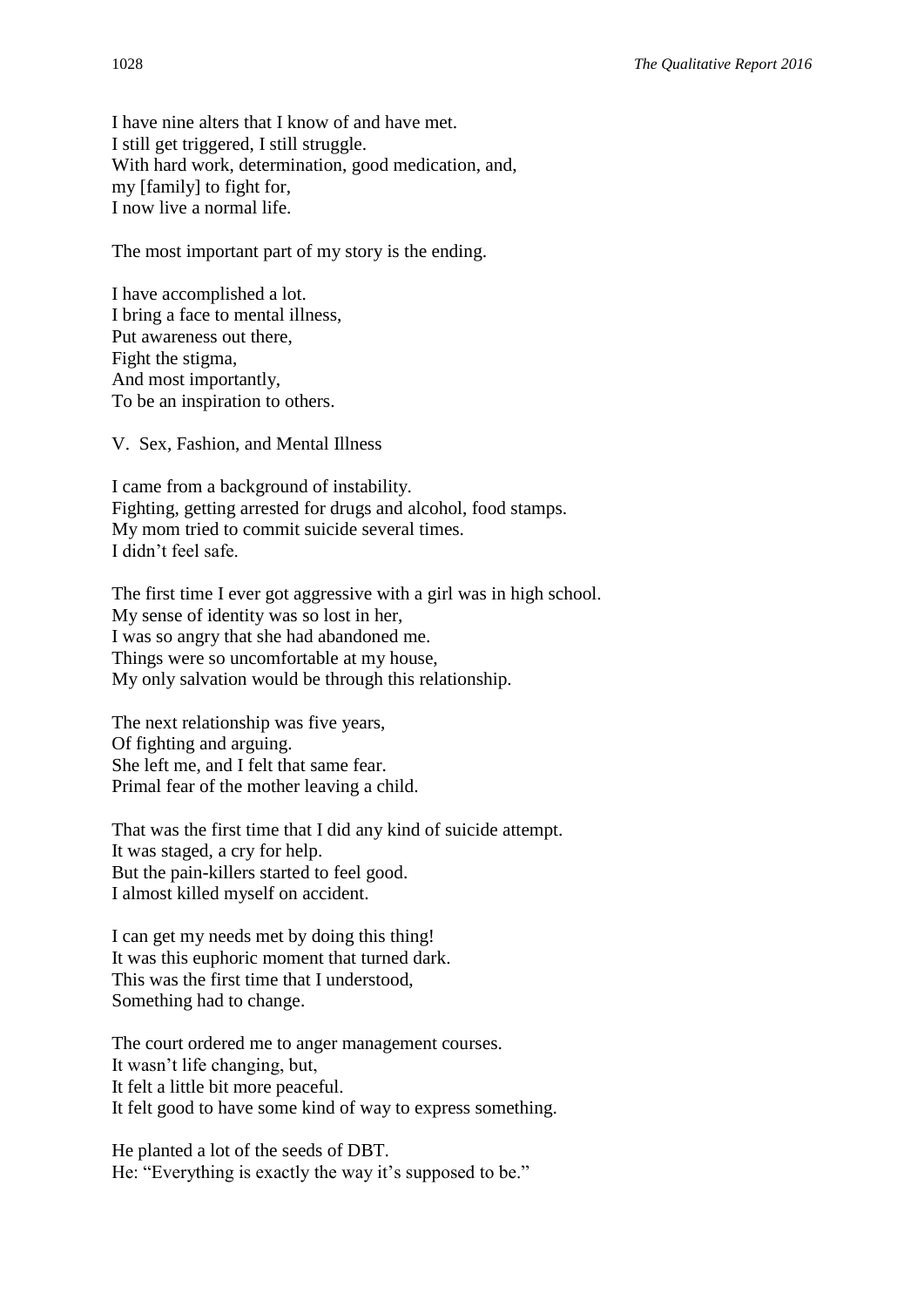I have nine alters that I know of and have met.
I still get triggered, I still struggle.
With hard work, determination, good medication, and,
my [family] to fight for,
I now live a normal life.

The most important part of my story is the ending.

I have accomplished a lot.
I bring a face to mental illness,
Put awareness out there,
Fight the stigma,
And most importantly,
To be an inspiration to others.

V. Sex, Fashion, and Mental Illness

I came from a background of instability.
Fighting, getting arrested for drugs and alcohol, food stamps.
My mom tried to commit suicide several times.
I didn't feel safe.

The first time I ever got aggressive with a girl was in high school.
My sense of identity was so lost in her,
I was so angry that she had abandoned me.
Things were so uncomfortable at my house,
My only salvation would be through this relationship.

The next relationship was five years,
Of fighting and arguing.
She left me, and I felt that same fear.
Primal fear of the mother leaving a child.

That was the first time that I did any kind of suicide attempt.
It was staged, a cry for help.
But the pain-killers started to feel good.
I almost killed myself on accident.

I can get my needs met by doing this thing!
It was this euphoric moment that turned dark.
This was the first time that I understood,
Something had to change.

The court ordered me to anger management courses.
It wasn't life changing, but,
It felt a little bit more peaceful.
It felt good to have some kind of way to express something.

He planted a lot of the seeds of DBT.
He: "Everything is exactly the way it's supposed to be."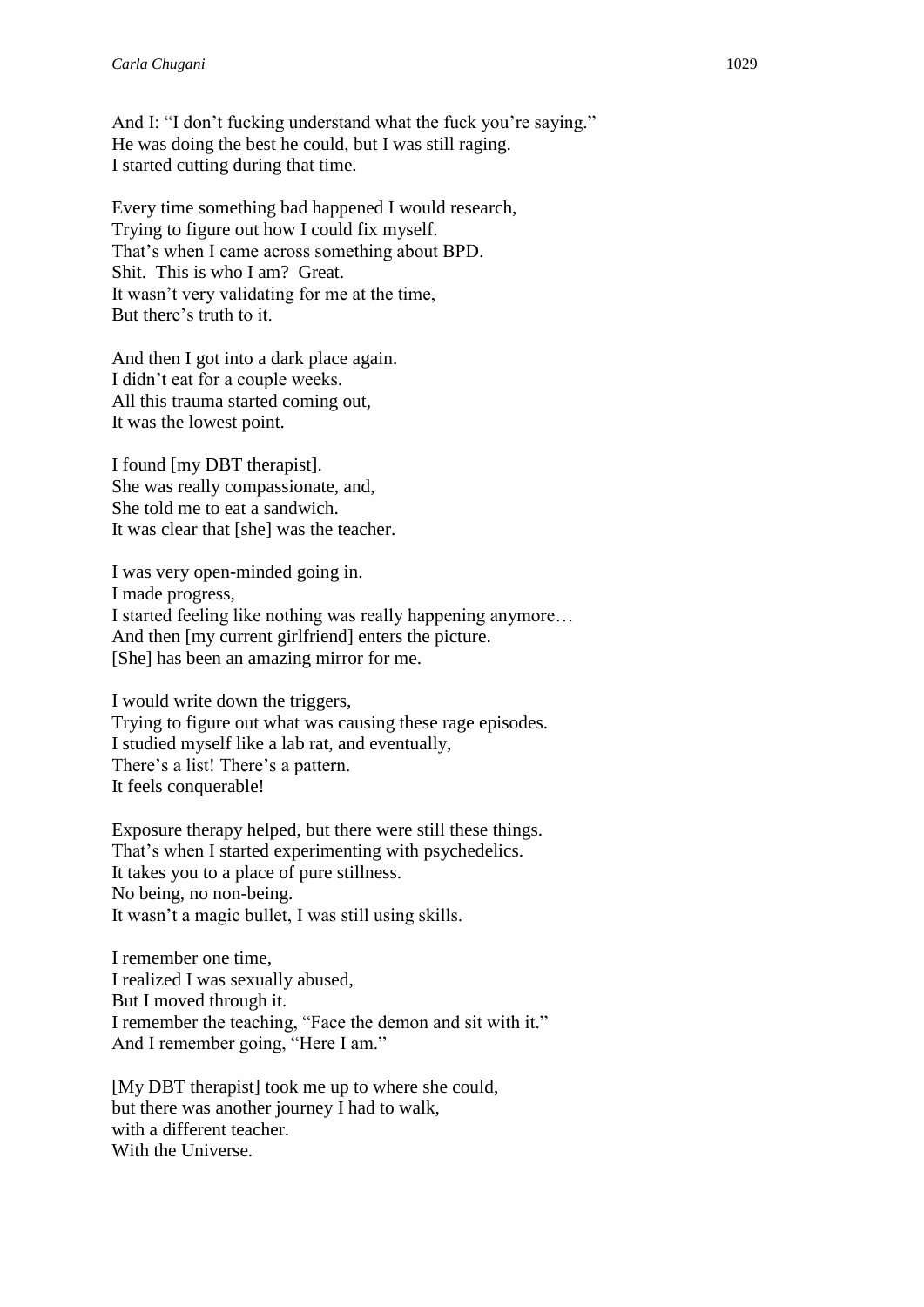And I: "I don't fucking understand what the fuck you're saying."  
He was doing the best he could, but I was still raging.  
I started cutting during that time.

Every time something bad happened I would research,  
Trying to figure out how I could fix myself.  
That's when I came across something about BPD.  
Shit. This is who I am? Great.  
It wasn't very validating for me at the time,  
But there's truth to it.

And then I got into a dark place again.  
I didn't eat for a couple weeks.  
All this trauma started coming out,  
It was the lowest point.

I found [my DBT therapist].  
She was really compassionate, and,  
She told me to eat a sandwich.  
It was clear that [she] was the teacher.

I was very open-minded going in.  
I made progress,  
I started feeling like nothing was really happening anymore…  
And then [my current girlfriend] enters the picture.  
[She] has been an amazing mirror for me.

I would write down the triggers,  
Trying to figure out what was causing these rage episodes.  
I studied myself like a lab rat, and eventually,  
There's a list! There's a pattern.  
It feels conquerable!

Exposure therapy helped, but there were still these things.  
That's when I started experimenting with psychedelics.  
It takes you to a place of pure stillness.  
No being, no non-being.  
It wasn't a magic bullet, I was still using skills.

I remember one time,  
I realized I was sexually abused,  
But I moved through it.  
I remember the teaching, "Face the demon and sit with it."  
And I remember going, "Here I am."

[My DBT therapist] took me up to where she could,  
but there was another journey I had to walk,  
with a different teacher.  
With the Universe.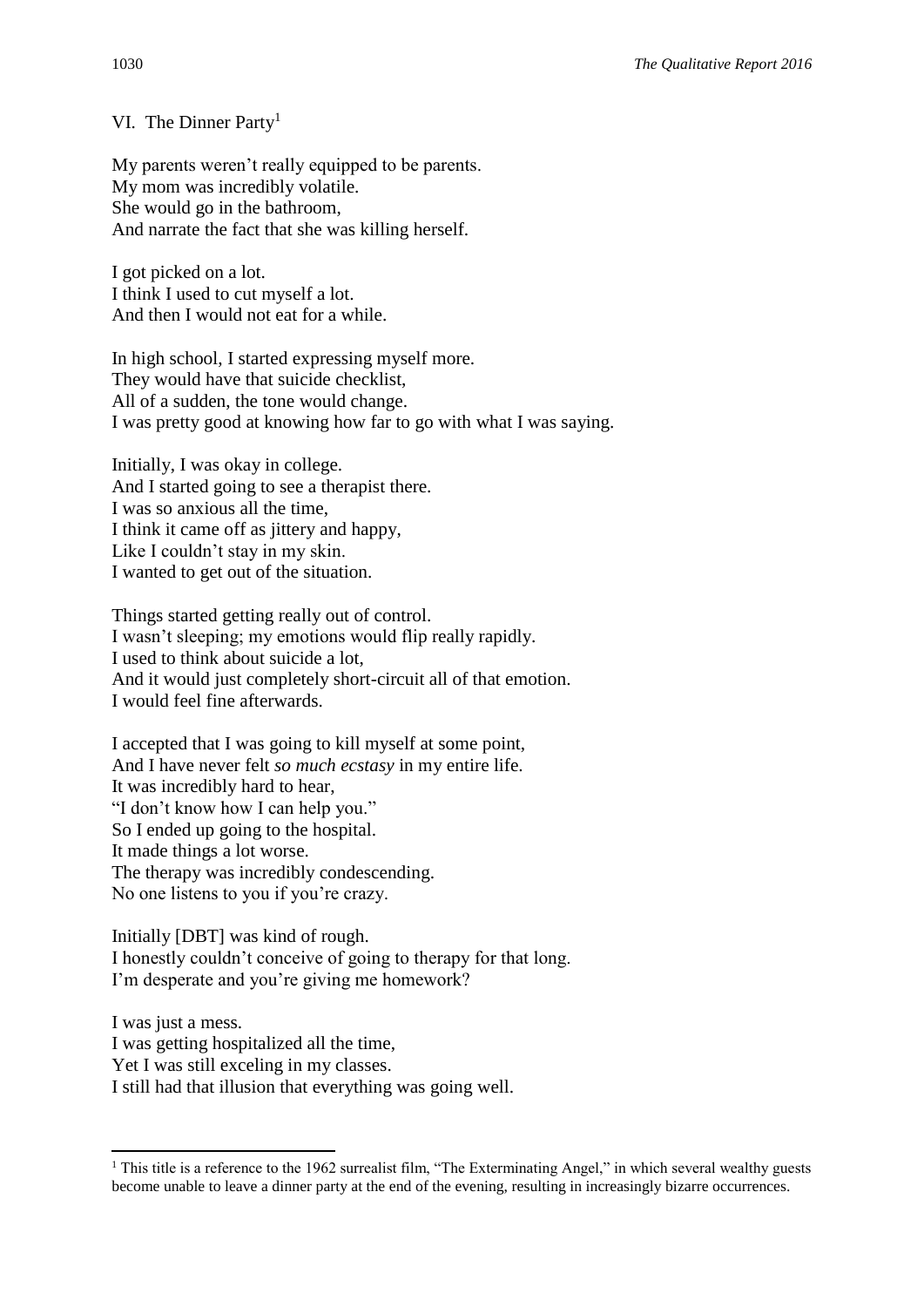VI. The Dinner Party[1]

My parents weren't really equipped to be parents.  
My mom was incredibly volatile.  
She would go in the bathroom,  
And narrate the fact that she was killing herself.

I got picked on a lot.  
I think I used to cut myself a lot.  
And then I would not eat for a while.

In high school, I started expressing myself more.  
They would have that suicide checklist,  
All of a sudden, the tone would change.  
I was pretty good at knowing how far to go with what I was saying.

Initially, I was okay in college.  
And I started going to see a therapist there.  
I was so anxious all the time,  
I think it came off as jittery and happy,  
Like I couldn't stay in my skin.  
I wanted to get out of the situation.

Things started getting really out of control.  
I wasn't sleeping; my emotions would flip really rapidly.  
I used to think about suicide a lot,  
And it would just completely short-circuit all of that emotion.  
I would feel fine afterwards.

I accepted that I was going to kill myself at some point,  
And I have never felt *so much ecstasy* in my entire life.  
It was incredibly hard to hear,  
"I don't know how I can help you."  
So I ended up going to the hospital.  
It made things a lot worse.  
The therapy was incredibly condescending.  
No one listens to you if you're crazy.

Initially [DBT] was kind of rough.  
I honestly couldn't conceive of going to therapy for that long.  
I'm desperate and you're giving me homework?

I was just a mess.  
I was getting hospitalized all the time,  
Yet I was still exceling in my classes.  
I still had that illusion that everything was going well.

---

[1] This title is a reference to the 1962 surrealist film, "The Exterminating Angel," in which several wealthy guests become unable to leave a dinner party at the end of the evening, resulting in increasingly bizarre occurrences.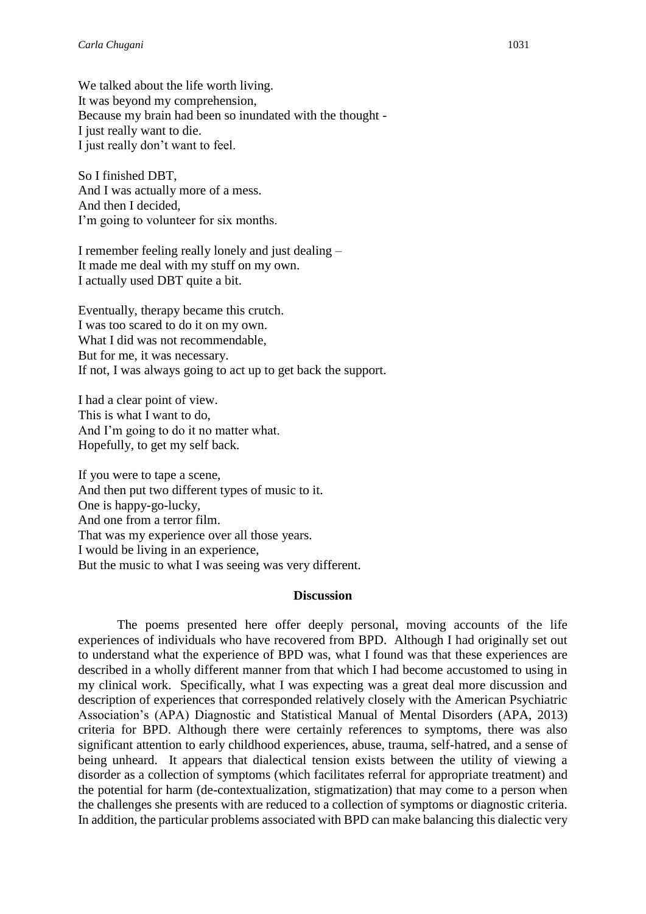We talked about the life worth living.  
It was beyond my comprehension,  
Because my brain had been so inundated with the thought -  
I just really want to die.  
I just really don't want to feel.

So I finished DBT,  
And I was actually more of a mess.  
And then I decided,  
I'm going to volunteer for six months.

I remember feeling really lonely and just dealing –  
It made me deal with my stuff on my own.  
I actually used DBT quite a bit.

Eventually, therapy became this crutch.  
I was too scared to do it on my own.  
What I did was not recommendable,  
But for me, it was necessary.  
If not, I was always going to act up to get back the support.

I had a clear point of view.  
This is what I want to do,  
And I'm going to do it no matter what.  
Hopefully, to get my self back.

If you were to tape a scene,  
And then put two different types of music to it.  
One is happy-go-lucky,  
And one from a terror film.  
That was my experience over all those years.  
I would be living in an experience,  
But the music to what I was seeing was very different.

## Discussion

The poems presented here offer deeply personal, moving accounts of the life experiences of individuals who have recovered from BPD. Although I had originally set out to understand what the experience of BPD was, what I found was that these experiences are described in a wholly different manner from that which I had become accustomed to using in my clinical work. Specifically, what I was expecting was a great deal more discussion and description of experiences that corresponded relatively closely with the American Psychiatric Association's (APA) Diagnostic and Statistical Manual of Mental Disorders (APA, 2013) criteria for BPD. Although there were certainly references to symptoms, there was also significant attention to early childhood experiences, abuse, trauma, self-hatred, and a sense of being unheard. It appears that dialectical tension exists between the utility of viewing a disorder as a collection of symptoms (which facilitates referral for appropriate treatment) and the potential for harm (de-contextualization, stigmatization) that may come to a person when the challenges she presents with are reduced to a collection of symptoms or diagnostic criteria. In addition, the particular problems associated with BPD can make balancing this dialectic very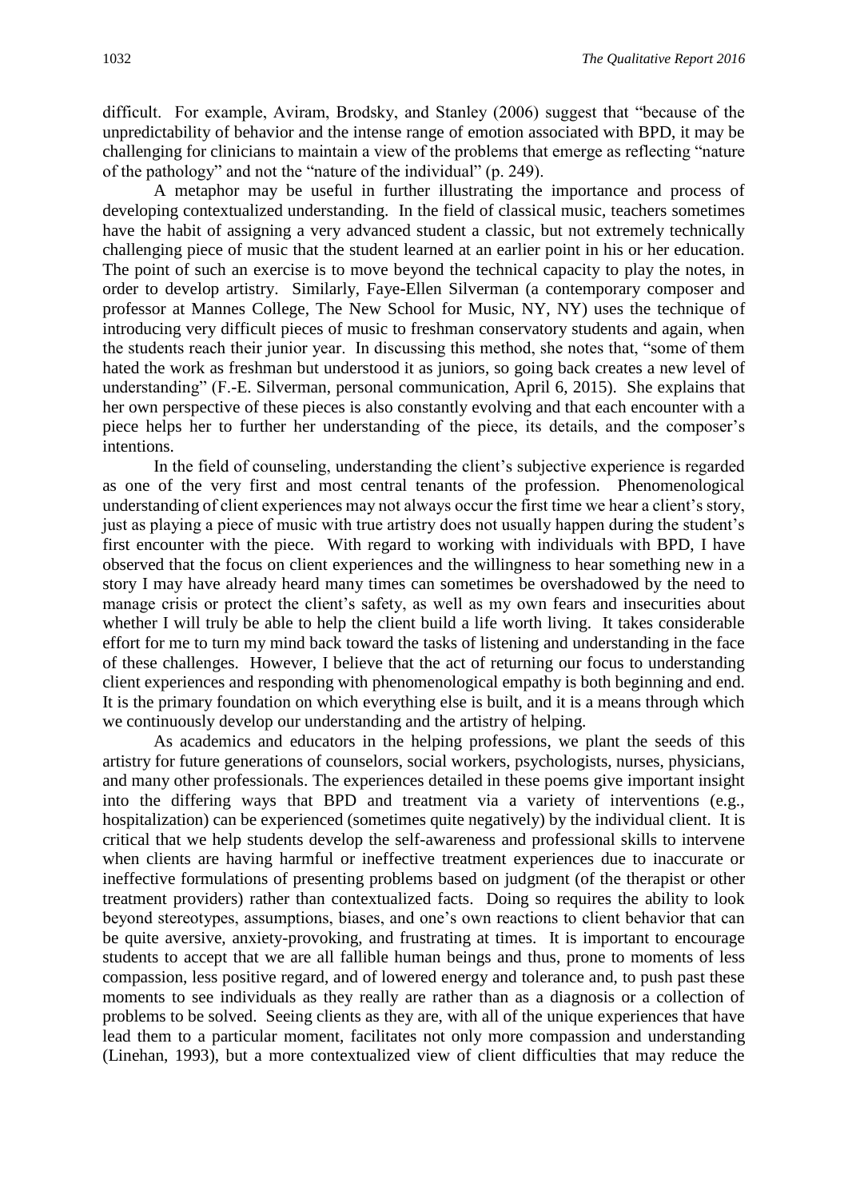difficult. For example, Aviram, Brodsky, and Stanley (2006) suggest that "because of the unpredictability of behavior and the intense range of emotion associated with BPD, it may be challenging for clinicians to maintain a view of the problems that emerge as reflecting "nature of the pathology" and not the "nature of the individual" (p. 249).

A metaphor may be useful in further illustrating the importance and process of developing contextualized understanding. In the field of classical music, teachers sometimes have the habit of assigning a very advanced student a classic, but not extremely technically challenging piece of music that the student learned at an earlier point in his or her education. The point of such an exercise is to move beyond the technical capacity to play the notes, in order to develop artistry. Similarly, Faye-Ellen Silverman (a contemporary composer and professor at Mannes College, The New School for Music, NY, NY) uses the technique of introducing very difficult pieces of music to freshman conservatory students and again, when the students reach their junior year. In discussing this method, she notes that, "some of them hated the work as freshman but understood it as juniors, so going back creates a new level of understanding" (F.-E. Silverman, personal communication, April 6, 2015). She explains that her own perspective of these pieces is also constantly evolving and that each encounter with a piece helps her to further her understanding of the piece, its details, and the composer's intentions.

In the field of counseling, understanding the client's subjective experience is regarded as one of the very first and most central tenants of the profession. Phenomenological understanding of client experiences may not always occur the first time we hear a client's story, just as playing a piece of music with true artistry does not usually happen during the student's first encounter with the piece. With regard to working with individuals with BPD, I have observed that the focus on client experiences and the willingness to hear something new in a story I may have already heard many times can sometimes be overshadowed by the need to manage crisis or protect the client's safety, as well as my own fears and insecurities about whether I will truly be able to help the client build a life worth living. It takes considerable effort for me to turn my mind back toward the tasks of listening and understanding in the face of these challenges. However, I believe that the act of returning our focus to understanding client experiences and responding with phenomenological empathy is both beginning and end. It is the primary foundation on which everything else is built, and it is a means through which we continuously develop our understanding and the artistry of helping.

As academics and educators in the helping professions, we plant the seeds of this artistry for future generations of counselors, social workers, psychologists, nurses, physicians, and many other professionals. The experiences detailed in these poems give important insight into the differing ways that BPD and treatment via a variety of interventions (e.g., hospitalization) can be experienced (sometimes quite negatively) by the individual client. It is critical that we help students develop the self-awareness and professional skills to intervene when clients are having harmful or ineffective treatment experiences due to inaccurate or ineffective formulations of presenting problems based on judgment (of the therapist or other treatment providers) rather than contextualized facts. Doing so requires the ability to look beyond stereotypes, assumptions, biases, and one's own reactions to client behavior that can be quite aversive, anxiety-provoking, and frustrating at times. It is important to encourage students to accept that we are all fallible human beings and thus, prone to moments of less compassion, less positive regard, and of lowered energy and tolerance and, to push past these moments to see individuals as they really are rather than as a diagnosis or a collection of problems to be solved. Seeing clients as they are, with all of the unique experiences that have lead them to a particular moment, facilitates not only more compassion and understanding (Linehan, 1993), but a more contextualized view of client difficulties that may reduce the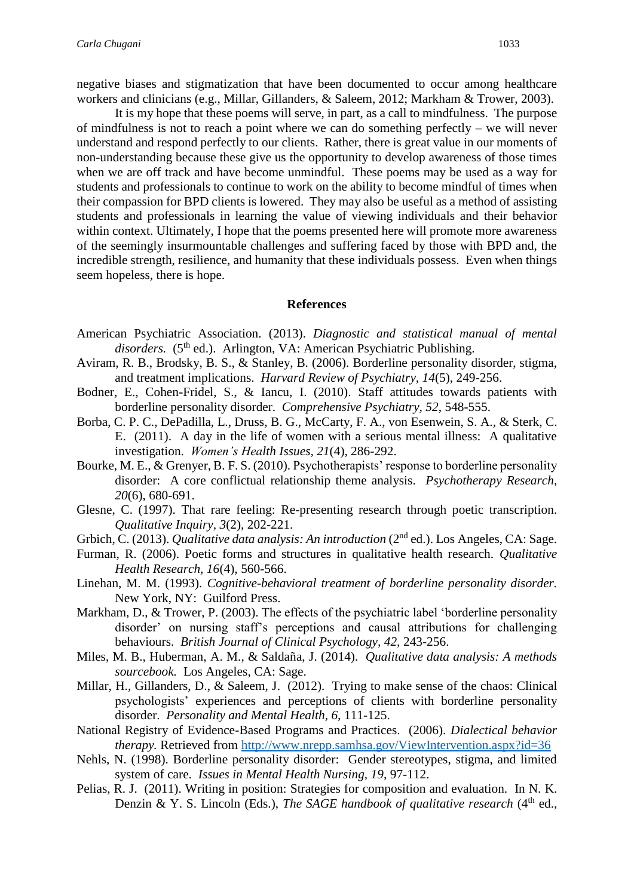negative biases and stigmatization that have been documented to occur among healthcare workers and clinicians (e.g., Millar, Gillanders, & Saleem, 2012; Markham & Trower, 2003).

It is my hope that these poems will serve, in part, as a call to mindfulness. The purpose of mindfulness is not to reach a point where we can do something perfectly – we will never understand and respond perfectly to our clients. Rather, there is great value in our moments of non-understanding because these give us the opportunity to develop awareness of those times when we are off track and have become unmindful. These poems may be used as a way for students and professionals to continue to work on the ability to become mindful of times when their compassion for BPD clients is lowered. They may also be useful as a method of assisting students and professionals in learning the value of viewing individuals and their behavior within context. Ultimately, I hope that the poems presented here will promote more awareness of the seemingly insurmountable challenges and suffering faced by those with BPD and, the incredible strength, resilience, and humanity that these individuals possess. Even when things seem hopeless, there is hope.

## References

American Psychiatric Association. (2013). *Diagnostic and statistical manual of mental disorders.* (5th ed.). Arlington, VA: American Psychiatric Publishing.

Aviram, R. B., Brodsky, B. S., & Stanley, B. (2006). Borderline personality disorder, stigma, and treatment implications. *Harvard Review of Psychiatry, 14*(5), 249-256.

Bodner, E., Cohen-Fridel, S., & Iancu, I. (2010). Staff attitudes towards patients with borderline personality disorder. *Comprehensive Psychiatry, 52*, 548-555.

Borba, C. P. C., DePadilla, L., Druss, B. G., McCarty, F. A., von Esenwein, S. A., & Sterk, C. E. (2011). A day in the life of women with a serious mental illness: A qualitative investigation. *Women's Health Issues, 21*(4), 286-292.

Bourke, M. E., & Grenyer, B. F. S. (2010). Psychotherapists' response to borderline personality disorder: A core conflictual relationship theme analysis. *Psychotherapy Research, 20*(6), 680-691.

Glesne, C. (1997). That rare feeling: Re-presenting research through poetic transcription. *Qualitative Inquiry, 3*(2), 202-221.

Grbich, C. (2013). *Qualitative data analysis: An introduction* (2nd ed.). Los Angeles, CA: Sage.

Furman, R. (2006). Poetic forms and structures in qualitative health research. *Qualitative Health Research, 16*(4), 560-566.

Linehan, M. M. (1993). *Cognitive-behavioral treatment of borderline personality disorder.* New York, NY: Guilford Press.

Markham, D., & Trower, P. (2003). The effects of the psychiatric label 'borderline personality disorder' on nursing staff's perceptions and causal attributions for challenging behaviours. *British Journal of Clinical Psychology, 42,* 243-256.

Miles, M. B., Huberman, A. M., & Saldaña, J. (2014). *Qualitative data analysis: A methods sourcebook.* Los Angeles, CA: Sage.

Millar, H., Gillanders, D., & Saleem, J. (2012). Trying to make sense of the chaos: Clinical psychologists' experiences and perceptions of clients with borderline personality disorder. *Personality and Mental Health, 6,* 111-125.

National Registry of Evidence-Based Programs and Practices. (2006). *Dialectical behavior therapy.* Retrieved from http://www.nrepp.samhsa.gov/ViewIntervention.aspx?id=36

Nehls, N. (1998). Borderline personality disorder: Gender stereotypes, stigma, and limited system of care. *Issues in Mental Health Nursing, 19*, 97-112.

Pelias, R. J. (2011). Writing in position: Strategies for composition and evaluation. In N. K. Denzin & Y. S. Lincoln (Eds.), *The SAGE handbook of qualitative research* (4th ed.,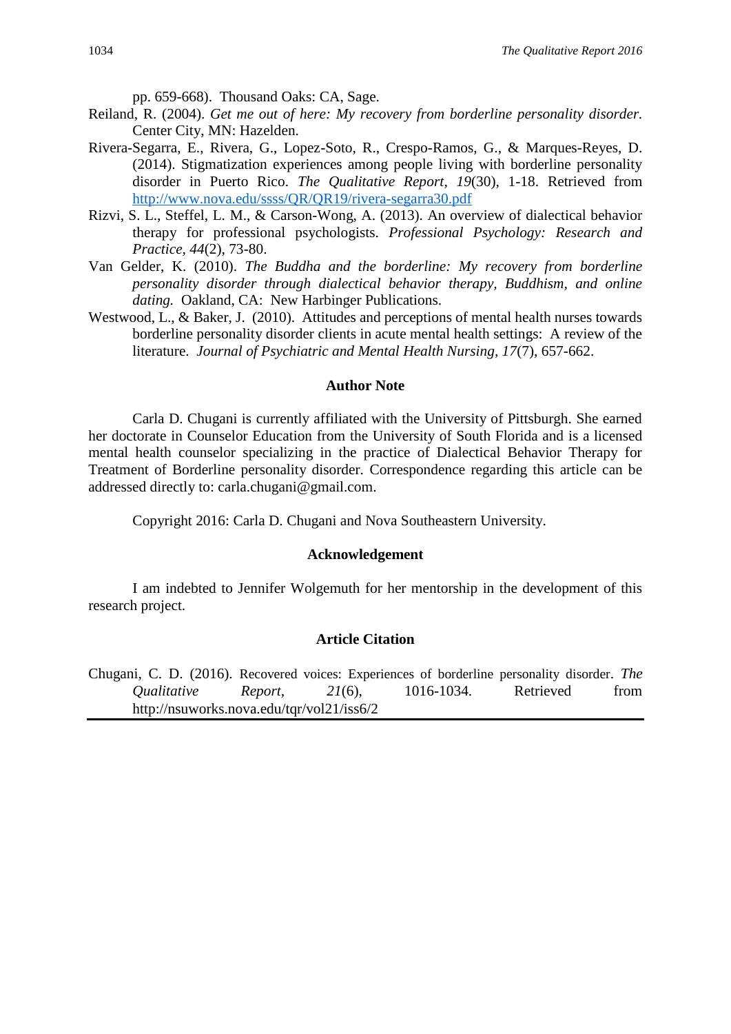pp. 659-668). Thousand Oaks: CA, Sage.

Reiland, R. (2004). *Get me out of here: My recovery from borderline personality disorder.* Center City, MN: Hazelden.

Rivera-Segarra, E., Rivera, G., Lopez-Soto, R., Crespo-Ramos, G., & Marques-Reyes, D. (2014). Stigmatization experiences among people living with borderline personality disorder in Puerto Rico. *The Qualitative Report*, *19*(30), 1-18. Retrieved from http://www.nova.edu/ssss/QR/QR19/rivera-segarra30.pdf

Rizvi, S. L., Steffel, L. M., & Carson-Wong, A. (2013). An overview of dialectical behavior therapy for professional psychologists. *Professional Psychology: Research and Practice*, *44*(2), 73-80.

Van Gelder, K. (2010). *The Buddha and the borderline: My recovery from borderline personality disorder through dialectical behavior therapy, Buddhism, and online dating.* Oakland, CA: New Harbinger Publications.

Westwood, L., & Baker, J. (2010). Attitudes and perceptions of mental health nurses towards borderline personality disorder clients in acute mental health settings: A review of the literature. *Journal of Psychiatric and Mental Health Nursing*, *17*(7), 657-662.

## Author Note

Carla D. Chugani is currently affiliated with the University of Pittsburgh. She earned her doctorate in Counselor Education from the University of South Florida and is a licensed mental health counselor specializing in the practice of Dialectical Behavior Therapy for Treatment of Borderline personality disorder. Correspondence regarding this article can be addressed directly to: carla.chugani@gmail.com.

Copyright 2016: Carla D. Chugani and Nova Southeastern University.

## Acknowledgement

I am indebted to Jennifer Wolgemuth for her mentorship in the development of this research project.

## Article Citation

Chugani, C. D. (2016). Recovered voices: Experiences of borderline personality disorder. *The Qualitative Report*, *21*(6), 1016-1034. Retrieved from http://nsuworks.nova.edu/tqr/vol21/iss6/2